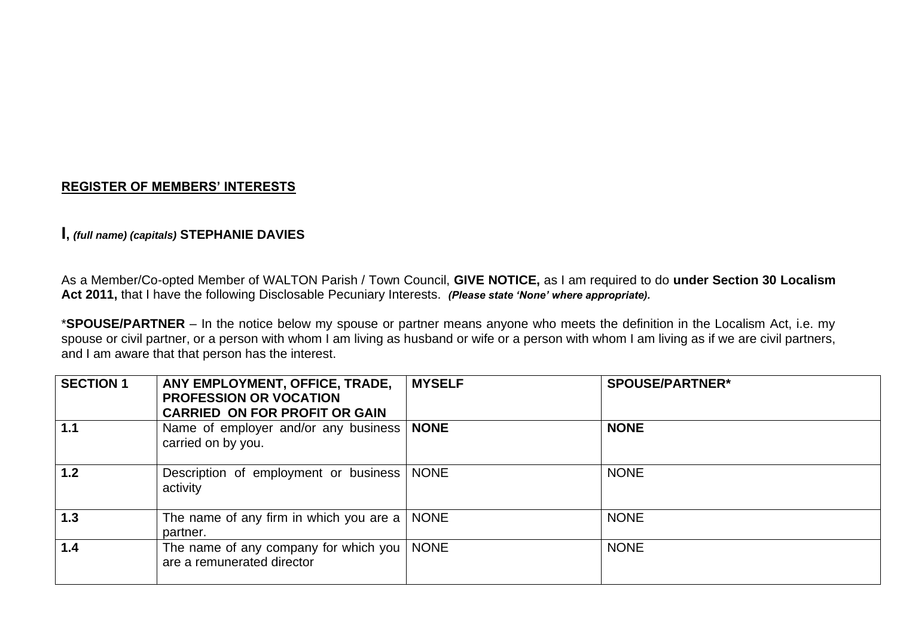**REGISTER OF MEMBERS' INTERESTS**

**I**, ***(full name) (capitals)*** **STEPHANIE DAVIES**

As a Member/Co-opted Member of WALTON Parish / Town Council, **GIVE NOTICE,** as I am required to do **under Section 30 Localism Act 2011,** that I have the following Disclosable Pecuniary Interests. ***(Please state 'None' where appropriate).***

\***SPOUSE/PARTNER** – In the notice below my spouse or partner means anyone who meets the definition in the Localism Act, i.e. my spouse or civil partner, or a person with whom I am living as husband or wife or a person with whom I am living as if we are civil partners, and I am aware that that person has the interest.

| **SECTION 1** | **ANY EMPLOYMENT, OFFICE, TRADE, PROFESSION OR VOCATION CARRIED ON FOR PROFIT OR GAIN** | **MYSELF** | **SPOUSE/PARTNER*** |
|---|---|---|---|
| **1.1** | Name of employer and/or any business carried on by you. | **NONE** | **NONE** |
| **1.2** | Description of employment or business activity | NONE | NONE |
| **1.3** | The name of any firm in which you are a partner. | NONE | NONE |
| **1.4** | The name of any company for which you are a remunerated director | NONE | NONE |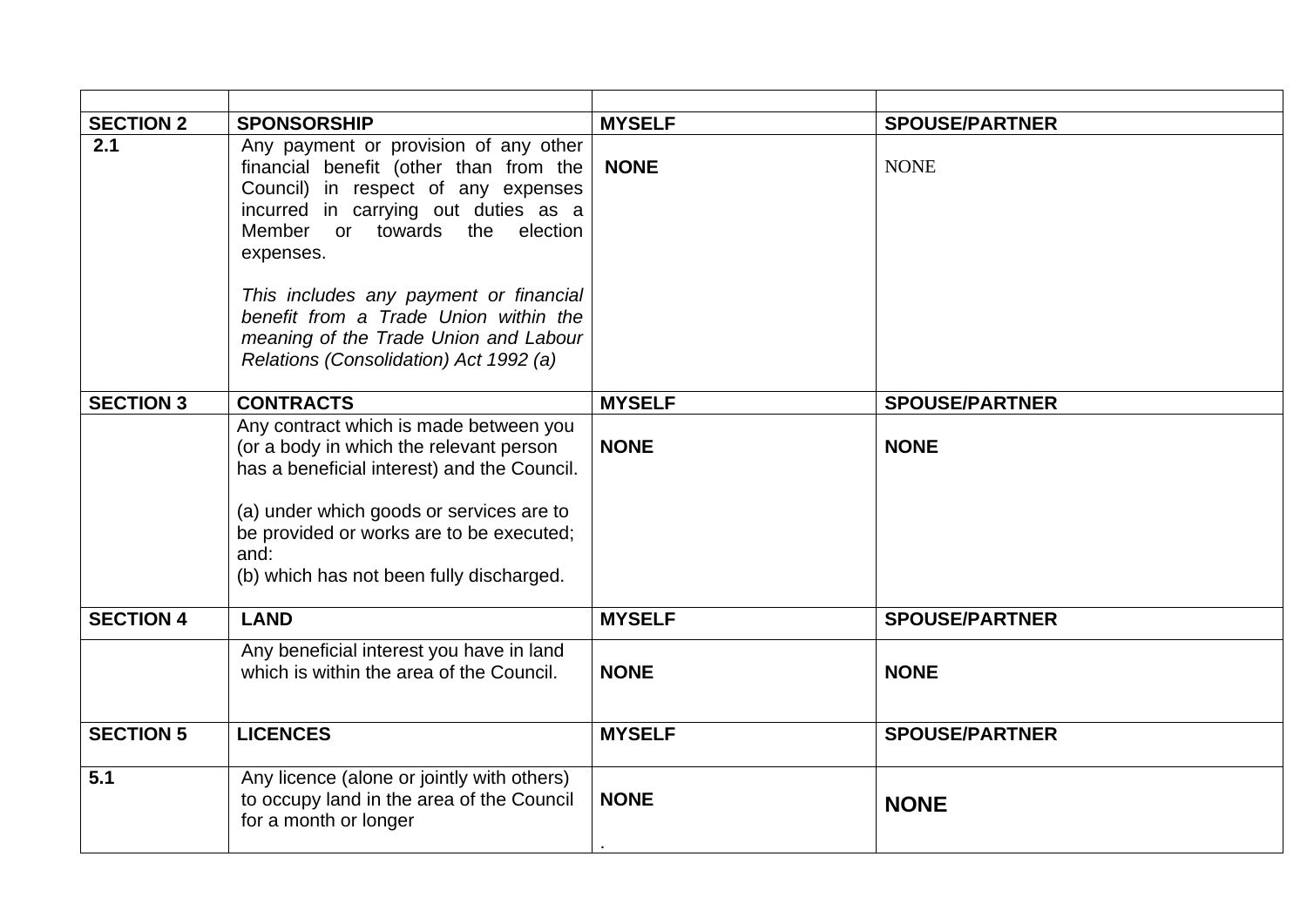| | | | |
|---|---|---|---|
| **SECTION 2** | **SPONSORSHIP** | **MYSELF** | **SPOUSE/PARTNER** |
| **2.1** | Any payment or provision of any other financial benefit (other than from the Council) in respect of any expenses incurred in carrying out duties as a Member or towards the election expenses.<br><br>*This includes any payment or financial benefit from a Trade Union within the meaning of the Trade Union and Labour Relations (Consolidation) Act 1992 (a)* | **NONE** | NONE |
| **SECTION 3** | **CONTRACTS** | **MYSELF** | **SPOUSE/PARTNER** |
| | Any contract which is made between you (or a body in which the relevant person has a beneficial interest) and the Council.<br><br>(a) under which goods or services are to be provided or works are to be executed; and:<br>(b) which has not been fully discharged. | **NONE** | **NONE** |
| **SECTION 4** | **LAND** | **MYSELF** | **SPOUSE/PARTNER** |
| | Any beneficial interest you have in land which is within the area of the Council. | **NONE** | **NONE** |
| **SECTION 5** | **LICENCES** | **MYSELF** | **SPOUSE/PARTNER** |
| **5.1** | Any licence (alone or jointly with others) to occupy land in the area of the Council for a month or longer | **NONE**<br>. | **NONE** |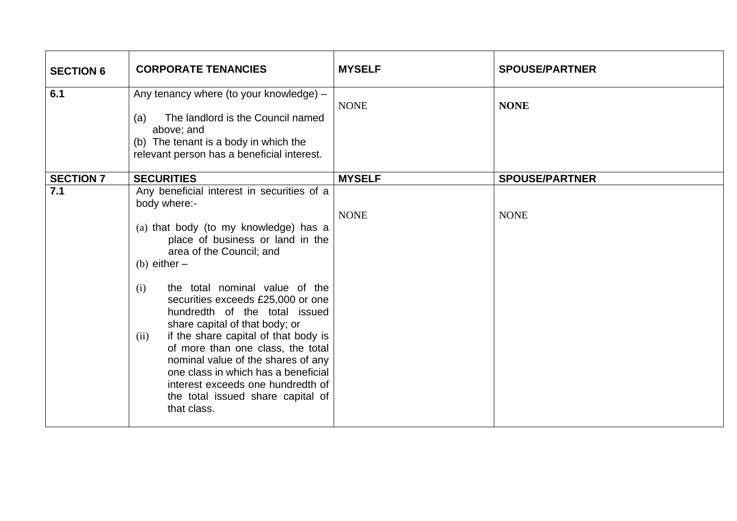| **SECTION 6** | **CORPORATE TENANCIES** | **MYSELF** | **SPOUSE/PARTNER** |
|---|---|---|---|
| **6.1** | Any tenancy where (to your knowledge) –<br><br>(a) The landlord is the Council named above; and<br>(b) The tenant is a body in which the relevant person has a beneficial interest. | NONE | **NONE** |
| **SECTION 7** | **SECURITIES** | **MYSELF** | **SPOUSE/PARTNER** |
| **7.1** | Any beneficial interest in securities of a body where:-<br><br>(a) that body (to my knowledge) has a place of business or land in the area of the Council; and<br>(b) either –<br><br>(i) the total nominal value of the securities exceeds £25,000 or one hundredth of the total issued share capital of that body; or<br>(ii) if the share capital of that body is of more than one class, the total nominal value of the shares of any one class in which has a beneficial interest exceeds one hundredth of the total issued share capital of that class. | NONE | NONE |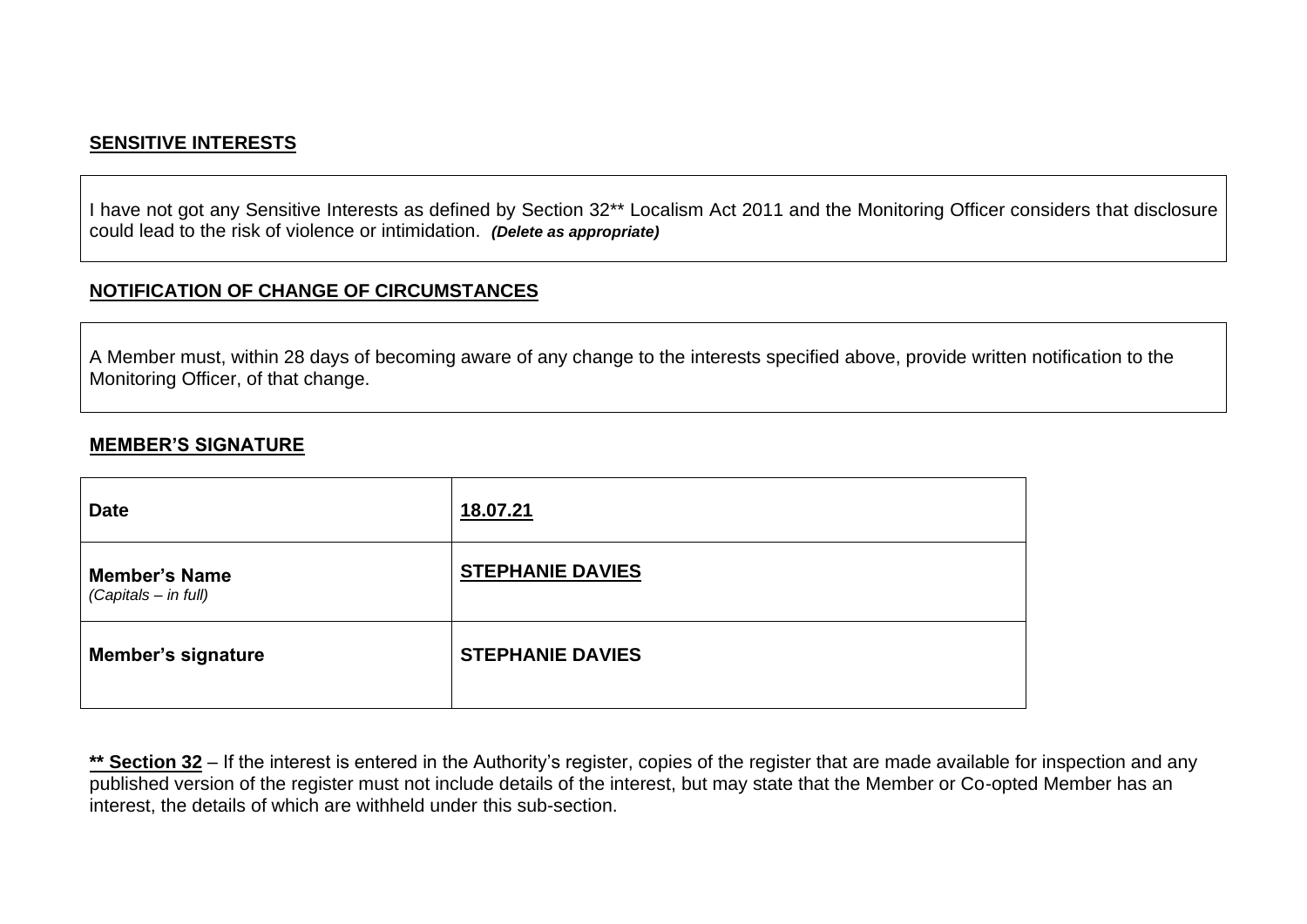**SENSITIVE INTERESTS**

I have not got any Sensitive Interests as defined by Section 32** Localism Act 2011 and the Monitoring Officer considers that disclosure could lead to the risk of violence or intimidation. ***(Delete as appropriate)***

**NOTIFICATION OF CHANGE OF CIRCUMSTANCES**

A Member must, within 28 days of becoming aware of any change to the interests specified above, provide written notification to the Monitoring Officer, of that change.

**MEMBER'S SIGNATURE**

| **Date** | **18.07.21** |
|---|---|
| **Member's Name** *(Capitals – in full)* | **STEPHANIE DAVIES** |
| **Member's signature** | **STEPHANIE DAVIES** |

**** Section 32** – If the interest is entered in the Authority's register, copies of the register that are made available for inspection and any published version of the register must not include details of the interest, but may state that the Member or Co-opted Member has an interest, the details of which are withheld under this sub-section.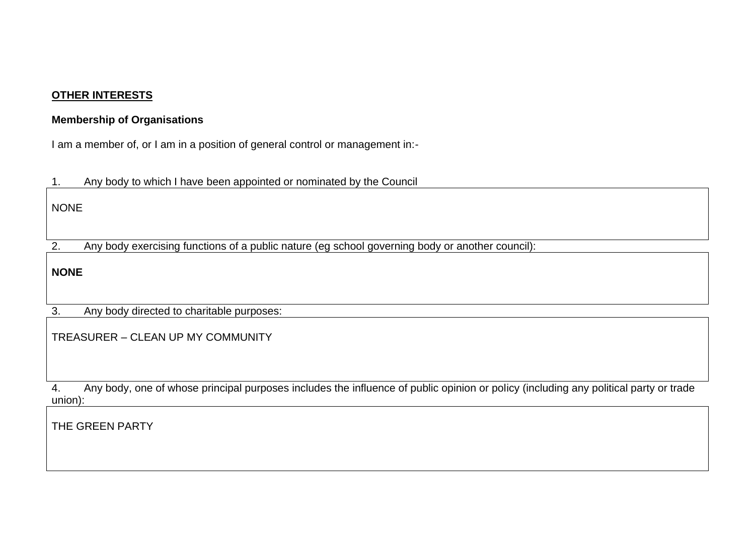**<u>OTHER INTERESTS</u>**

**Membership of Organisations**

I am a member of, or I am in a position of general control or management in:-

1. Any body to which I have been appointed or nominated by the Council

| NONE |
|---|

2. Any body exercising functions of a public nature (eg school governing body or another council):

| **NONE** |
|---|

3. Any body directed to charitable purposes:

| TREASURER – CLEAN UP MY COMMUNITY |
|---|

4. Any body, one of whose principal purposes includes the influence of public opinion or policy (including any political party or trade union):

| THE GREEN PARTY |
|---|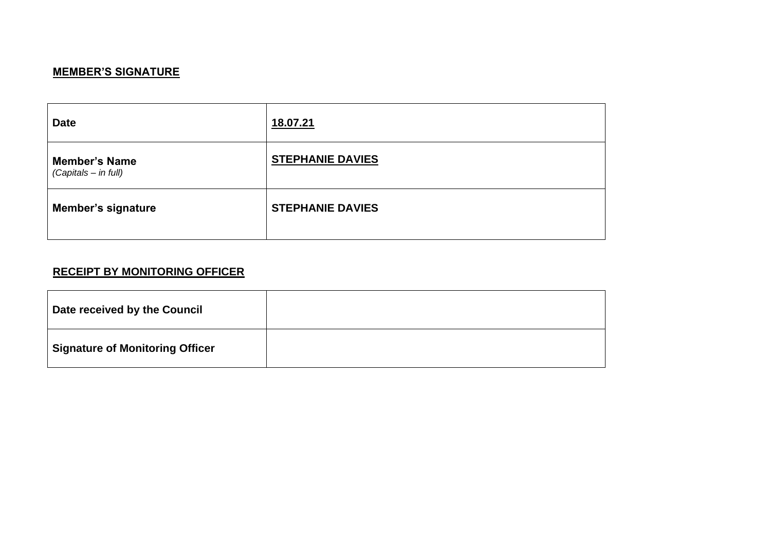**MEMBER'S SIGNATURE**

| | |
|---|---|
| **Date** | **18.07.21** |
| **Member's Name**<br>*(Capitals – in full)* | **STEPHANIE DAVIES** |
| **Member's signature** | **STEPHANIE DAVIES** |

**RECEIPT BY MONITORING OFFICER**

| | |
|---|---|
| **Date received by the Council** | |
| **Signature of Monitoring Officer** | |